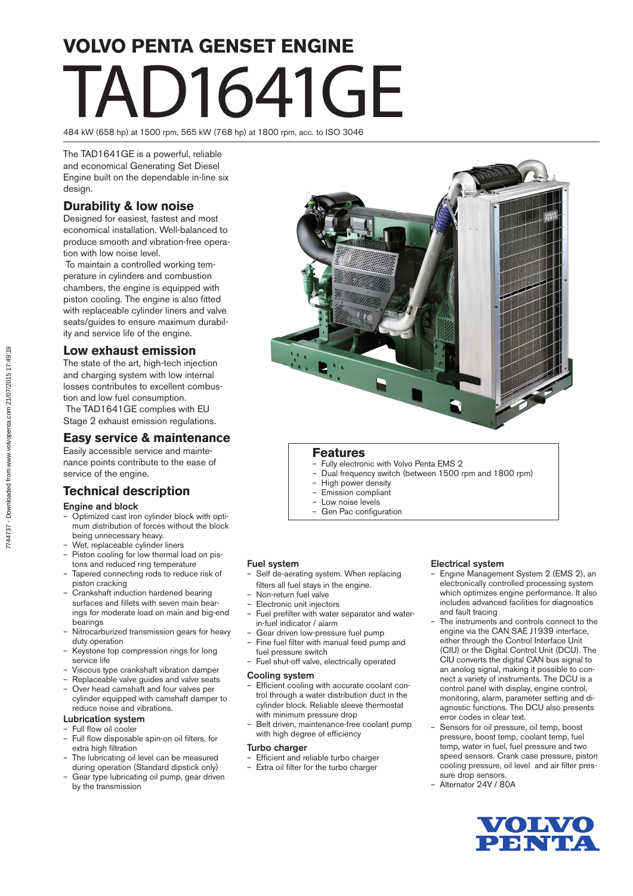# VOLVO PENTA GENSET ENGINE

# TAD1641GE

484 kW (658 hp) at 1500 rpm, 565 kW (768 hp) at 1800 rpm, acc. to ISO 3046

The TAD1641GE is a powerful, reliable and economical Generating Set Diesel Engine built on the dependable in-line six design.

## Durability & low noise

Designed for easiest, fastest and most economical installation. Well-balanced to produce smooth and vibration-free operation with low noise level.

To maintain a controlled working temperature in cylinders and combustion chambers, the engine is equipped with piston cooling. The engine is also fitted with replaceable cylinder liners and valve seats/guides to ensure maximum durability and service life of the engine.

## Low exhaust emission

The state of the art, high-tech injection and charging system with low internal losses contributes to excellent combustion and low fuel consumption.

The TAD1641GE complies with EU Stage 2 exhaust emission regulations.

## Easy service & maintenance

Easily accessible service and maintenance points contribute to the ease of service of the engine.

## Features

- Fully electronic with Volvo Penta EMS 2
- Dual frequency switch (between 1500 rpm and 1800 rpm)
- High power density
- Emission compliant
- Low noise levels
- Gen Pac configuration

## Technical description

### Engine and block

- Optimized cast iron cylinder block with optimum distribution of forces without the block being unnecessary heavy.
- Wet, replaceable cylinder liners
- Piston cooling for low thermal load on pistons and reduced ring temperature
- Tapered connecting rods to reduce risk of piston cracking
- Crankshaft induction hardened bearing surfaces and fillets with seven main bearings for moderate load on main and big-end bearings
- Nitrocarburized transmission gears for heavy duty operation
- Keystone top compression rings for long service life
- Viscous type crankshaft vibration damper
- Replaceable valve guides and valve seats
- Over head camshaft and four valves per cylinder equipped with camshaft damper to reduce noise and vibrations.

### Lubrication system

- Full flow oil cooler
- Full flow disposable spin-on oil filters, for extra high filtration
- The lubricating oil level can be measured during operation (Standard dipstick only)
- Gear type lubricating oil pump, gear driven by the transmission

### Fuel system

- Self de-aerating system. When replacing filters all fuel stays in the engine.
- Non-return fuel valve
- Electronic unit injectors
- Fuel prefilter with water separator and water-in-fuel indicator / alarm
- Gear driven low-pressure fuel pump
- Fine fuel filter with manual feed pump and fuel pressure switch
- Fuel shut-off valve, electrically operated

### Cooling system

- Efficient cooling with accurate coolant control through a water distribution duct in the cylinder block. Reliable sleeve thermostat with minimum pressure drop
- Belt driven, maintenance-free coolant pump with high degree of efficiency

### Turbo charger

- Efficient and reliable turbo charger
- Extra oil filter for the turbo charger

### Electrical system

- Engine Management System 2 (EMS 2), an electronically controlled processing system which optimizes engine performance. It also includes advanced facilities for diagnostics and fault tracing
- The instruments and controls connect to the engine via the CAN SAE J1939 interface, either through the Control Interface Unit (CIU) or the Digital Control Unit (DCU). The CIU converts the digital CAN bus signal to an analog signal, making it possible to connect a variety of instruments. The DCU is a control panel with display, engine control, monitoring, alarm, parameter setting and diagnostic functions. The DCU also presents error codes in clear text.
- Sensors for oil pressure, oil temp, boost pressure, boost temp, coolant temp, fuel temp, water in fuel, fuel pressure and two speed sensors. Crank case pressure, piston cooling pressure, oil level and air filter pressure drop sensors.
- Alternator 24V / 80A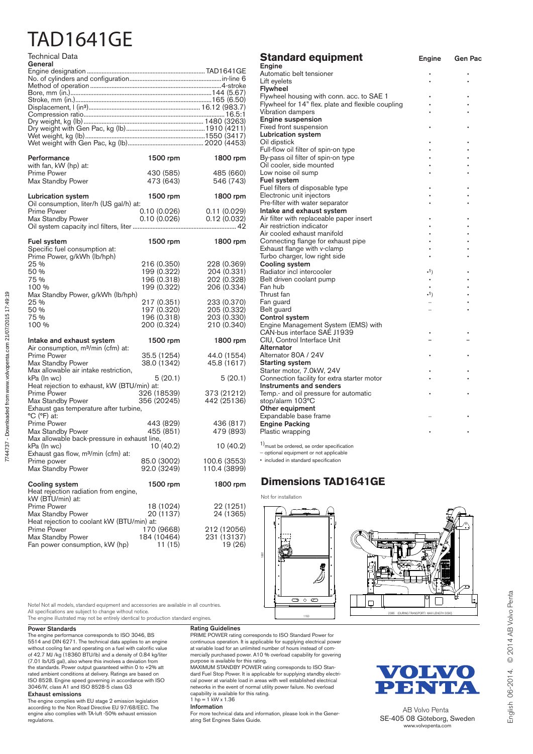# TAD1641GE

Technical Data

**General**

| | |
|---|---|
| Engine designation | TAD1641GE |
| No. of cylinders and configuration | in-line 6 |
| Method of operation | 4-stroke |
| Bore, mm (in.) | 144 (5.67) |
| Stroke, mm (in.) | 165 (6.50) |
| Displacement, l (in³) | 16.12 (983.7) |
| Compression ratio | 16.5:1 |
| Dry weight, kg (lb) | 1480 (3263) |
| Dry weight with Gen Pac, kg (lb) | 1910 (4211) |
| Wet weight, kg (lb) | 1550 (3417) |
| Wet weight with Gen Pac, kg (lb) | 2020 (4453) |

| Performance | 1500 rpm | 1800 rpm |
|---|---|---|
| with fan, kW (hp) at: | | |
| Prime Power | 430 (585) | 485 (660) |
| Max Standby Power | 473 (643) | 546 (743) |

| Lubrication system | 1500 rpm | 1800 rpm |
|---|---|---|
| Oil consumption, liter/h (US gal/h) at: | | |
| Prime Power | 0.10 (0.026) | 0.11 (0.029) |
| Max Standby Power | 0.10 (0.026) | 0.12 (0.032) |
| Oil system capacity incl filters, liter | | 42 |

| Fuel system | 1500 rpm | 1800 rpm |
|---|---|---|
| Specific fuel consumption at: | | |
| Prime Power, g/kWh (lb/hph) | | |
| 25 % | 216 (0.350) | 228 (0.369) |
| 50 % | 199 (0.322) | 204 (0.331) |
| 75 % | 196 (0.318) | 202 (0.328) |
| 100 % | 199 (0.322) | 206 (0.334) |
| Max Standby Power, g/kWh (lb/hph) | | |
| 25 % | 217 (0.351) | 233 (0.370) |
| 50 % | 197 (0.320) | 205 (0.332) |
| 75 % | 196 (0.318) | 203 (0.330) |
| 100 % | 200 (0.324) | 210 (0.340) |

| Intake and exhaust system | 1500 rpm | 1800 rpm |
|---|---|---|
| Air consumption, m³/min (cfm) at: | | |
| Prime Power | 35.5 (1254) | 44.0 (1554) |
| Max Standby Power | 38.0 (1342) | 45.8 (1617) |
| Max allowable air intake restriction, kPa (In wc) | 5 (20.1) | 5 (20.1) |
| Heat rejection to exhaust, kW (BTU/min) at: | | |
| Prime Power | 326 (18539) | 373 (21212) |
| Max Standby Power | 356 (20245) | 442 (25136) |
| Exhaust gas temperature after turbine, °C (°F) at: | | |
| Prime Power | 443 (829) | 436 (817) |
| Max Standby Power | 455 (851) | 479 (893) |
| Max allowable back-pressure in exhaust line, kPa (In wc) | 10 (40.2) | 10 (40.2) |
| Exhaust gas flow, m³/min (cfm) at: | | |
| Prime power | 85.0 (3002) | 100.6 (3553) |
| Max Standby Power | 92.0 (3249) | 110.4 (3899) |

| Cooling system | 1500 rpm | 1800 rpm |
|---|---|---|
| Heat rejection radiation from engine, kW (BTU/min) at: | | |
| Prime Power | 18 (1024) | 22 (1251) |
| Max Standby Power | 20 (1137) | 24 (1365) |
| Heat rejection to coolant kW (BTU/min) at: | | |
| Prime Power | 170 (9668) | 212 (12056) |
| Max Standby Power | 184 (10464) | 231 (13137) |
| Fan power consumption, kW (hp) | 11 (15) | 19 (26) |

## Standard equipment

| | Engine | Gen Pac |
|---|---|---|
| **Engine** | | |
| Automatic belt tensioner | • | • |
| Lift eyelets | • | • |
| **Flywheel** | | |
| Flywheel housing with conn. acc. to SAE 1 | • | • |
| Flywheel for 14" flex. plate and flexible coupling | • | • |
| Vibration dampers | • | • |
| **Engine suspension** | | |
| Fixed front suspension | • | • |
| **Lubrication system** | | |
| Oil dipstick | • | • |
| Full-flow oil filter of spin-on type | • | • |
| By-pass oil filter of spin-on type | • | • |
| Oil cooler, side mounted | • | • |
| Low noise oil sump | • | • |
| **Fuel system** | | |
| Fuel filters of disposable type | • | • |
| Electronic unit injectors | • | • |
| Pre-filter with water separator | • | • |
| **Intake and exhaust system** | | |
| Air filter with replaceable paper insert | • | • |
| Air restriction indicator | • | • |
| Air cooled exhaust manifold | • | • |
| Connecting flange for exhaust pipe | • | • |
| Exhaust flange with v-clamp | • | • |
| Turbo charger, low right side | • | • |
| **Cooling system** | | |
| Radiator incl intercooler | •1) | • |
| Belt driven coolant pump | • | • |
| Fan hub | • | • |
| Thrust fan | •1) | • |
| Fan guard | – | • |
| Belt guard | – | • |
| **Control system** | | |
| Engine Management System (EMS) with CAN-bus interface SAE J1939 | • | • |
| CIU, Control Interface Unit | – | – |
| **Alternator** | | |
| Alternator 80A / 24V | • | • |
| **Starting system** | | |
| Starter motor, 7.0kW, 24V | • | • |
| Connection facility for extra starter motor | • | • |
| **Instruments and senders** | | |
| Temp.- and oil pressure for automatic stop/alarm 103°C | • | • |
| **Other equipment** | | |
| Expandable base frame | – | • |
| **Engine Packing** | | |
| Plastic wrapping | • | • |

1) must be ordered, se order specification
– optional equipment or not applicable
• included in standard specification

## Dimensions TAD1641GE

Not for installation

1160
1661
2386 (DURING TRANSPORT) MAX LENGTH 3090

Note! Not all models, standard equipment and accessories are available in all countries.
All specifications are subject to change without notice.
The engine illustrated may not be entirely identical to production standard engines.

**Power Standards**

The engine performance corresponds to ISO 3046, BS 5514 and DIN 6271. The technical data applies to an engine without cooling fan and operating on a fuel with calorific value of 42.7 MJ /kg (18360 BTU/lb) and a density of 0.84 kg/liter (7.01 lb/US gal), also where this involves a deviation from the standards. Power output guaranteed within 0 to +2% att rated ambient conditions at delivery. Ratings are based on ISO 8528. Engine speed governing in accordance with ISO 3046/IV, class A1 and ISO 8528-5 class G3

**Exhaust emissions**

The engine complies with EU stage 2 emission legislation according to the Non Road Directive EU 97/68/EEC. The engine also complies with TA-luft -50% exhaust emission regulations.

**Rating Guidelines**

PRIME POWER rating corresponds to ISO Standard Power for continuous operation. It is applicable for supplying electrical power at variable load for an unlimited number of hours instead of commercially purchased power. A10 % overload capability for governing purpose is available for this rating.
MAXIMUM STANDBY POWER rating corresponds to ISO Standard Fuel Stop Power. It is applicable for supplying standby electrical power at variable load in areas with well established electrical networks in the event of normal utility power failure. No overload capability is available for this rating.
1 hp = 1 kW x 1.36

**Information**

For more technical data and information, please look in the Generating Set Engines Sales Guide.

VOLVO PENTA

AB Volvo Penta
SE-405 08 Göteborg, Sweden
www.volvopenta.com

English 06-2014. © 2014 AB Volvo Penta